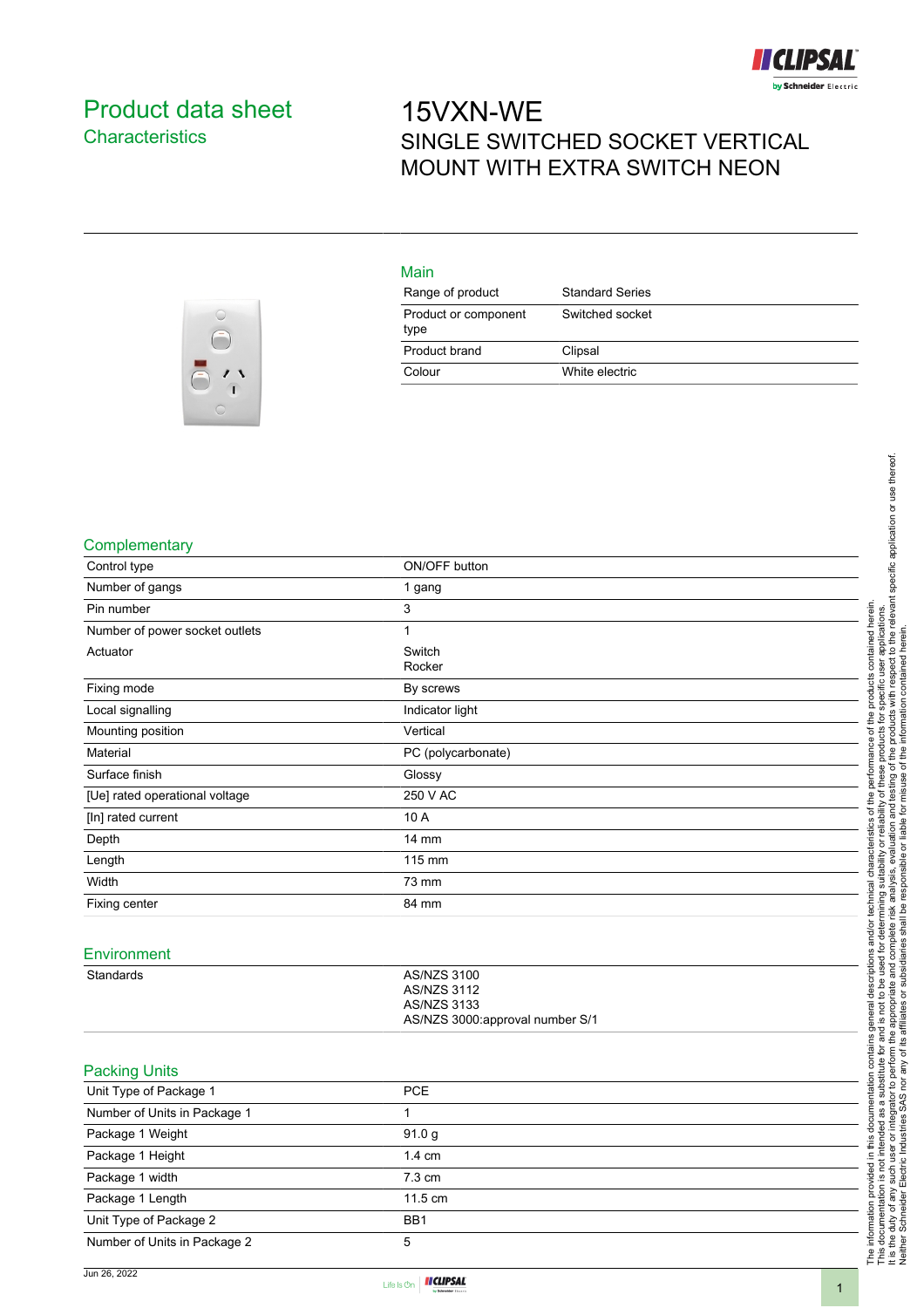# Product data sheet

## Characteristics

# 15VXN-WE

SINGLE SWITCHED SOCKET VERTICAL MOUNT WITH EXTRA SWITCH NEON

### Main

| | |
|---|---|
| Range of product | Standard Series |
| Product or component type | Switched socket |
| Product brand | Clipsal |
| Colour | White electric |

### Complementary

| | |
|---|---|
| Control type | ON/OFF button |
| Number of gangs | 1 gang |
| Pin number | 3 |
| Number of power socket outlets | 1 |
| Actuator | Switch<br>Rocker |
| Fixing mode | By screws |
| Local signalling | Indicator light |
| Mounting position | Vertical |
| Material | PC (polycarbonate) |
| Surface finish | Glossy |
| [Ue] rated operational voltage | 250 V AC |
| [In] rated current | 10 A |
| Depth | 14 mm |
| Length | 115 mm |
| Width | 73 mm |
| Fixing center | 84 mm |

### Environment

| | |
|---|---|
| Standards | AS/NZS 3100<br>AS/NZS 3112<br>AS/NZS 3133<br>AS/NZS 3000:approval number S/1 |

### Packing Units

| | |
|---|---|
| Unit Type of Package 1 | PCE |
| Number of Units in Package 1 | 1 |
| Package 1 Weight | 91.0 g |
| Package 1 Height | 1.4 cm |
| Package 1 width | 7.3 cm |
| Package 1 Length | 11.5 cm |
| Unit Type of Package 2 | BB1 |
| Number of Units in Package 2 | 5 |

Jun 26, 2022

The information provided in this documentation contains general descriptions and/or technical characteristics of the performance of the products contained herein. This documentation is not intended as a substitute for and is not to be used for determining suitability or reliability of these products for specific user applications. It is the duty of any such user or integrator to perform the appropriate and complete risk analysis, evaluation and testing of the products with respect to the relevant specific application or use thereof. Neither Schneider Electric Industries SAS nor any of its affiliates or subsidiaries shall be responsible or liable for misuse of the information contained herein.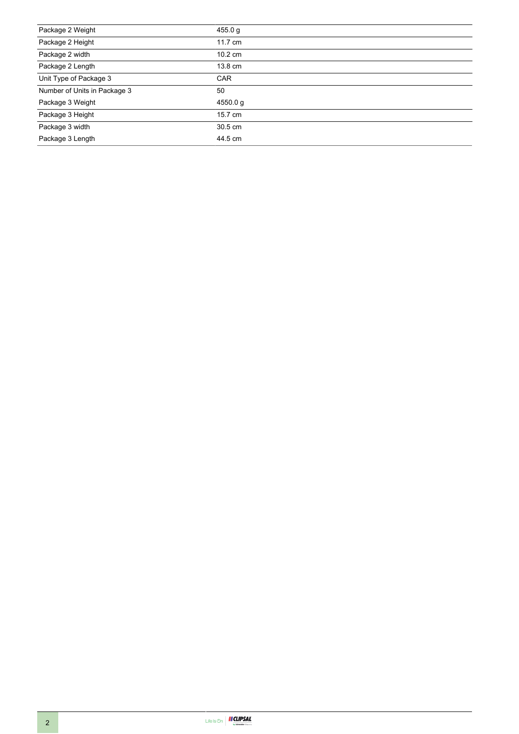| | |
|---|---|
| Package 2 Weight | 455.0 g |
| Package 2 Height | 11.7 cm |
| Package 2 width | 10.2 cm |
| Package 2 Length | 13.8 cm |
| Unit Type of Package 3 | CAR |
| Number of Units in Package 3 | 50 |
| Package 3 Weight | 4550.0 g |
| Package 3 Height | 15.7 cm |
| Package 3 width | 30.5 cm |
| Package 3 Length | 44.5 cm |